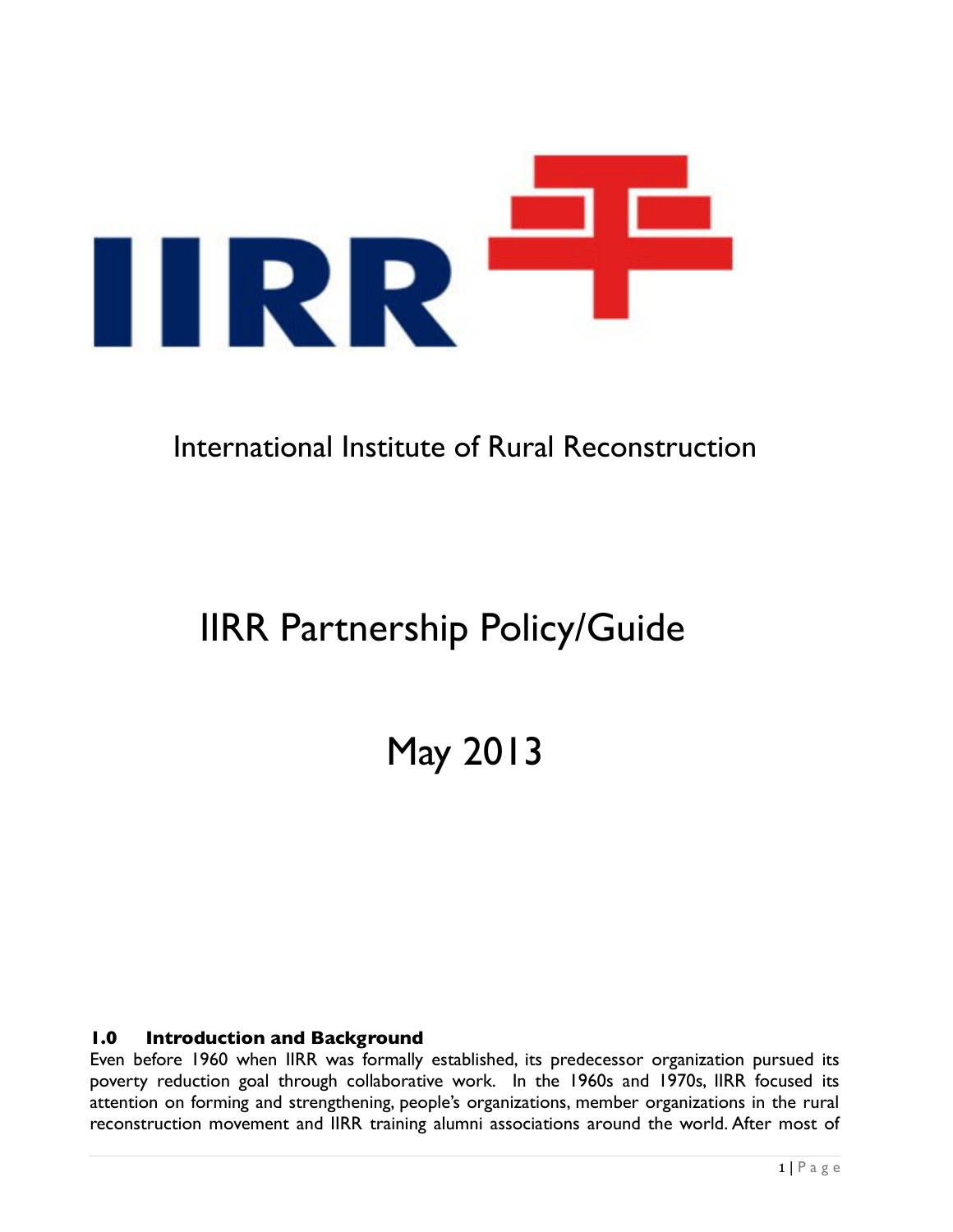IIRR

International Institute of Rural Reconstruction

# IIRR Partnership Policy/Guide

May 2013

## 1.0 Introduction and Background

Even before 1960 when IIRR was formally established, its predecessor organization pursued its poverty reduction goal through collaborative work. In the 1960s and 1970s, IIRR focused its attention on forming and strengthening, people's organizations, member organizations in the rural reconstruction movement and IIRR training alumni associations around the world. After most of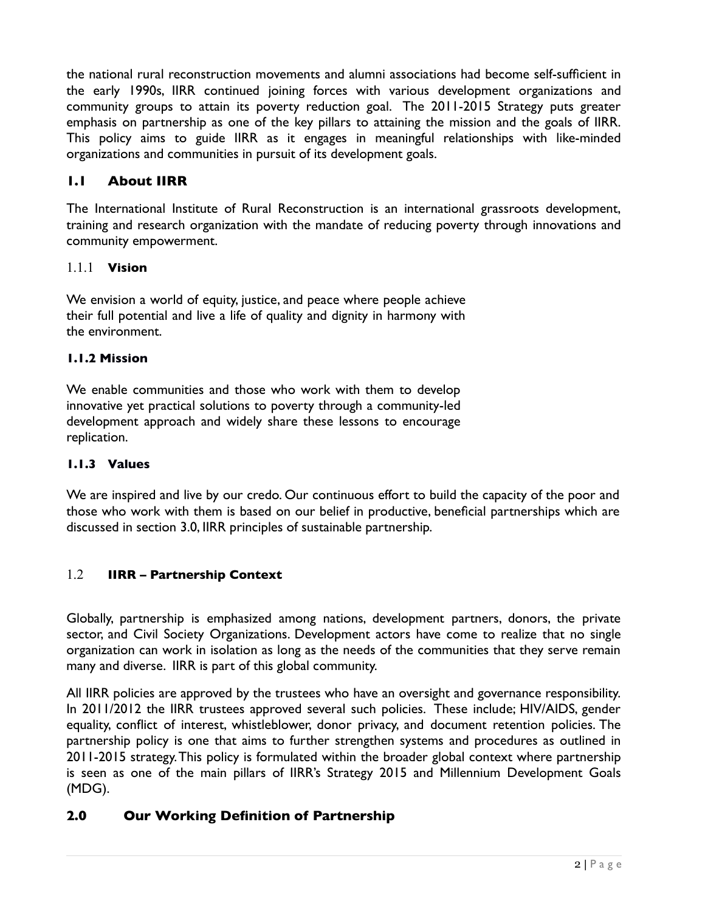the national rural reconstruction movements and alumni associations had become self-sufficient in the early 1990s, IIRR continued joining forces with various development organizations and community groups to attain its poverty reduction goal. The 2011-2015 Strategy puts greater emphasis on partnership as one of the key pillars to attaining the mission and the goals of IIRR. This policy aims to guide IIRR as it engages in meaningful relationships with like-minded organizations and communities in pursuit of its development goals.

## 1.1 About IIRR

The International Institute of Rural Reconstruction is an international grassroots development, training and research organization with the mandate of reducing poverty through innovations and community empowerment.

### 1.1.1 Vision

We envision a world of equity, justice, and peace where people achieve their full potential and live a life of quality and dignity in harmony with the environment.

### 1.1.2 Mission

We enable communities and those who work with them to develop innovative yet practical solutions to poverty through a community-led development approach and widely share these lessons to encourage replication.

### 1.1.3 Values

We are inspired and live by our credo. Our continuous effort to build the capacity of the poor and those who work with them is based on our belief in productive, beneficial partnerships which are discussed in section 3.0, IIRR principles of sustainable partnership.

## 1.2 IIRR – Partnership Context

Globally, partnership is emphasized among nations, development partners, donors, the private sector, and Civil Society Organizations. Development actors have come to realize that no single organization can work in isolation as long as the needs of the communities that they serve remain many and diverse. IIRR is part of this global community.

All IIRR policies are approved by the trustees who have an oversight and governance responsibility. In 2011/2012 the IIRR trustees approved several such policies. These include; HIV/AIDS, gender equality, conflict of interest, whistleblower, donor privacy, and document retention policies. The partnership policy is one that aims to further strengthen systems and procedures as outlined in 2011-2015 strategy. This policy is formulated within the broader global context where partnership is seen as one of the main pillars of IIRR's Strategy 2015 and Millennium Development Goals (MDG).

# 2.0 Our Working Definition of Partnership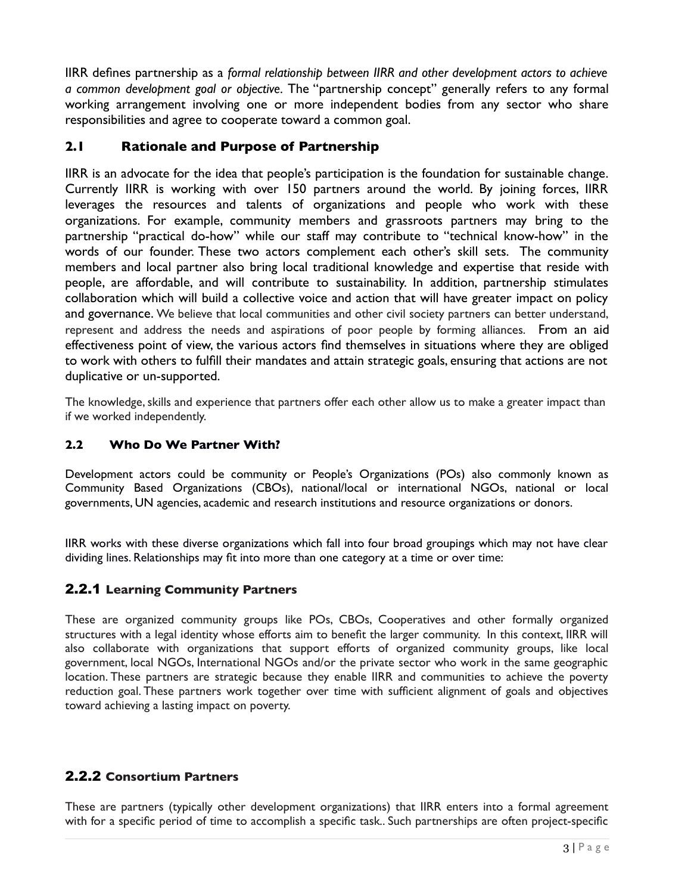IIRR defines partnership as a *formal relationship between IIRR and other development actors to achieve a common development goal or objective*. The "partnership concept" generally refers to any formal working arrangement involving one or more independent bodies from any sector who share responsibilities and agree to cooperate toward a common goal.

## 2.1 Rationale and Purpose of Partnership

IIRR is an advocate for the idea that people's participation is the foundation for sustainable change. Currently IIRR is working with over 150 partners around the world. By joining forces, IIRR leverages the resources and talents of organizations and people who work with these organizations. For example, community members and grassroots partners may bring to the partnership "practical do-how" while our staff may contribute to "technical know-how" in the words of our founder. These two actors complement each other's skill sets. The community members and local partner also bring local traditional knowledge and expertise that reside with people, are affordable, and will contribute to sustainability. In addition, partnership stimulates collaboration which will build a collective voice and action that will have greater impact on policy and governance. We believe that local communities and other civil society partners can better understand, represent and address the needs and aspirations of poor people by forming alliances. From an aid effectiveness point of view, the various actors find themselves in situations where they are obliged to work with others to fulfill their mandates and attain strategic goals, ensuring that actions are not duplicative or un-supported.

The knowledge, skills and experience that partners offer each other allow us to make a greater impact than if we worked independently.

### 2.2 Who Do We Partner With?

Development actors could be community or People's Organizations (POs) also commonly known as Community Based Organizations (CBOs), national/local or international NGOs, national or local governments, UN agencies, academic and research institutions and resource organizations or donors.

IIRR works with these diverse organizations which fall into four broad groupings which may not have clear dividing lines. Relationships may fit into more than one category at a time or over time:

### 2.2.1 Learning Community Partners

These are organized community groups like POs, CBOs, Cooperatives and other formally organized structures with a legal identity whose efforts aim to benefit the larger community. In this context, IIRR will also collaborate with organizations that support efforts of organized community groups, like local government, local NGOs, International NGOs and/or the private sector who work in the same geographic location. These partners are strategic because they enable IIRR and communities to achieve the poverty reduction goal. These partners work together over time with sufficient alignment of goals and objectives toward achieving a lasting impact on poverty.

### 2.2.2 Consortium Partners

These are partners (typically other development organizations) that IIRR enters into a formal agreement with for a specific period of time to accomplish a specific task.. Such partnerships are often project-specific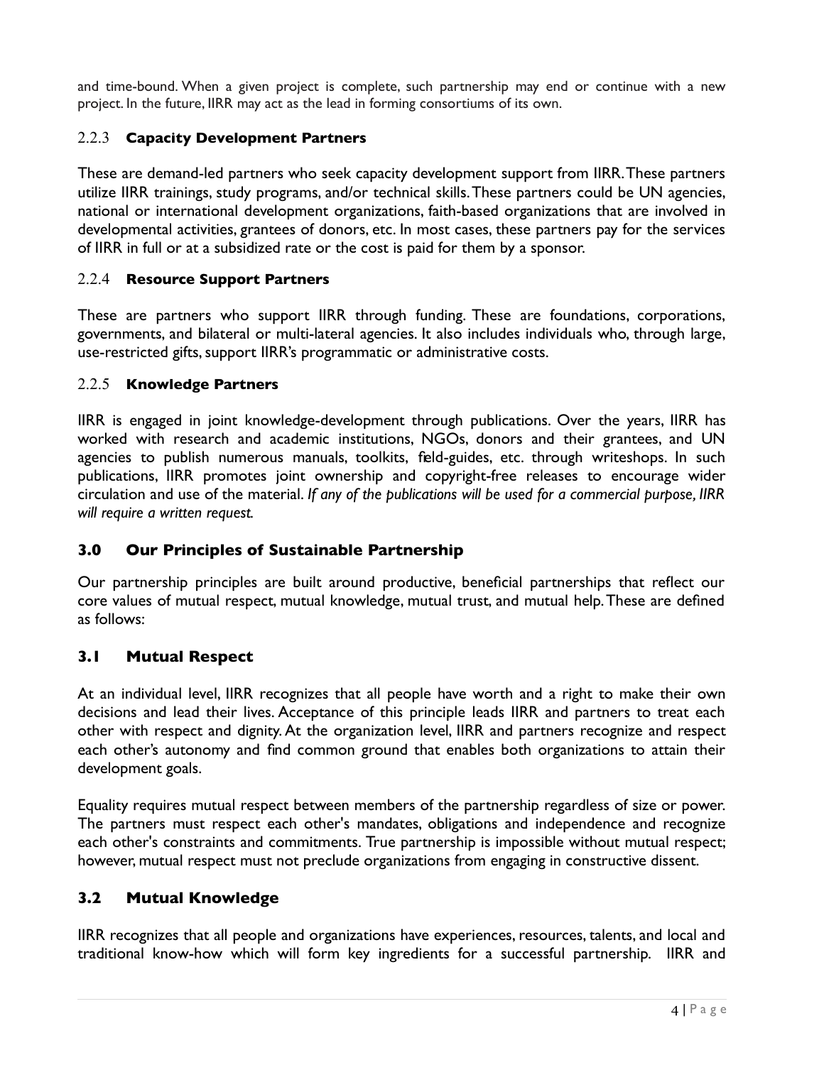and time-bound. When a given project is complete, such partnership may end or continue with a new project. In the future, IIRR may act as the lead in forming consortiums of its own.

### 2.2.3 **Capacity Development Partners**

These are demand-led partners who seek capacity development support from IIRR. These partners utilize IIRR trainings, study programs, and/or technical skills. These partners could be UN agencies, national or international development organizations, faith-based organizations that are involved in developmental activities, grantees of donors, etc. In most cases, these partners pay for the services of IIRR in full or at a subsidized rate or the cost is paid for them by a sponsor.

### 2.2.4 **Resource Support Partners**

These are partners who support IIRR through funding. These are foundations, corporations, governments, and bilateral or multi-lateral agencies. It also includes individuals who, through large, use-restricted gifts, support IIRR's programmatic or administrative costs.

### 2.2.5 **Knowledge Partners**

IIRR is engaged in joint knowledge-development through publications. Over the years, IIRR has worked with research and academic institutions, NGOs, donors and their grantees, and UN agencies to publish numerous manuals, toolkits, field-guides, etc. through writeshops. In such publications, IIRR promotes joint ownership and copyright-free releases to encourage wider circulation and use of the material. *If any of the publications will be used for a commercial purpose, IIRR will require a written request.*

## 3.0 Our Principles of Sustainable Partnership

Our partnership principles are built around productive, beneficial partnerships that reflect our core values of mutual respect, mutual knowledge, mutual trust, and mutual help. These are defined as follows:

## 3.1 Mutual Respect

At an individual level, IIRR recognizes that all people have worth and a right to make their own decisions and lead their lives. Acceptance of this principle leads IIRR and partners to treat each other with respect and dignity. At the organization level, IIRR and partners recognize and respect each other's autonomy and find common ground that enables both organizations to attain their development goals.

Equality requires mutual respect between members of the partnership regardless of size or power. The partners must respect each other's mandates, obligations and independence and recognize each other's constraints and commitments. True partnership is impossible without mutual respect; however, mutual respect must not preclude organizations from engaging in constructive dissent.

## 3.2 Mutual Knowledge

IIRR recognizes that all people and organizations have experiences, resources, talents, and local and traditional know-how which will form key ingredients for a successful partnership. IIRR and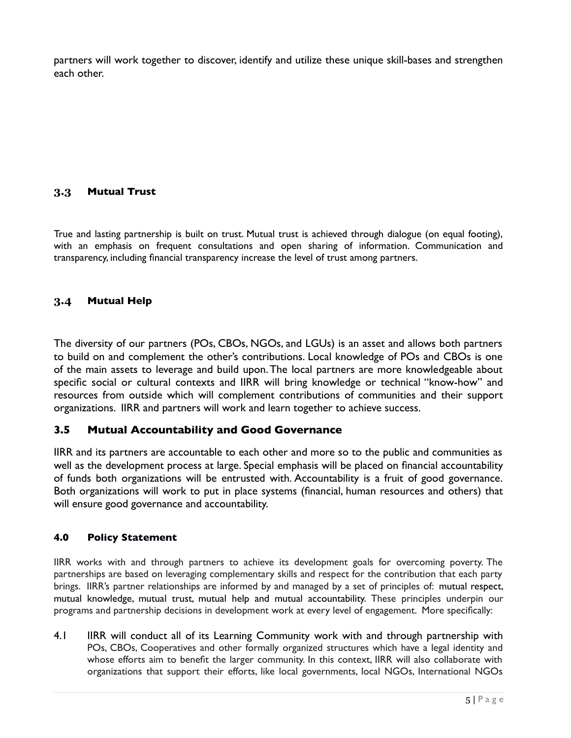partners will work together to discover, identify and utilize these unique skill-bases and strengthen each other.

### 3.3 Mutual Trust

True and lasting partnership is built on trust. Mutual trust is achieved through dialogue (on equal footing), with an emphasis on frequent consultations and open sharing of information. Communication and transparency, including financial transparency increase the level of trust among partners.

### 3.4 Mutual Help

The diversity of our partners (POs, CBOs, NGOs, and LGUs) is an asset and allows both partners to build on and complement the other's contributions. Local knowledge of POs and CBOs is one of the main assets to leverage and build upon. The local partners are more knowledgeable about specific social or cultural contexts and IIRR will bring knowledge or technical "know-how" and resources from outside which will complement contributions of communities and their support organizations. IIRR and partners will work and learn together to achieve success.

### 3.5 Mutual Accountability and Good Governance

IIRR and its partners are accountable to each other and more so to the public and communities as well as the development process at large. Special emphasis will be placed on financial accountability of funds both organizations will be entrusted with. Accountability is a fruit of good governance. Both organizations will work to put in place systems (financial, human resources and others) that will ensure good governance and accountability.

## 4.0 Policy Statement

IIRR works with and through partners to achieve its development goals for overcoming poverty. The partnerships are based on leveraging complementary skills and respect for the contribution that each party brings. IIRR's partner relationships are informed by and managed by a set of principles of: mutual respect, mutual knowledge, mutual trust, mutual help and mutual accountability. These principles underpin our programs and partnership decisions in development work at every level of engagement. More specifically:

4.1 IIRR will conduct all of its Learning Community work with and through partnership with POs, CBOs, Cooperatives and other formally organized structures which have a legal identity and whose efforts aim to benefit the larger community. In this context, IIRR will also collaborate with organizations that support their efforts, like local governments, local NGOs, International NGOs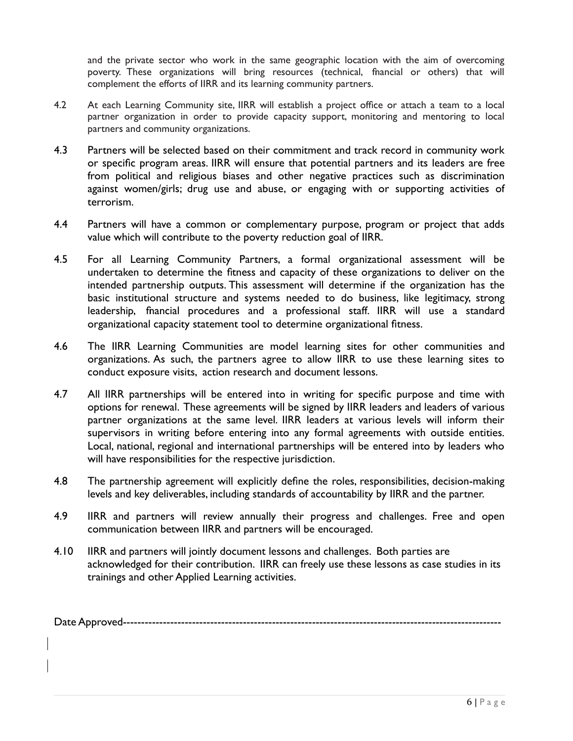and the private sector who work in the same geographic location with the aim of overcoming poverty. These organizations will bring resources (technical, financial or others) that will complement the efforts of IIRR and its learning community partners.

4.2 At each Learning Community site, IIRR will establish a project office or attach a team to a local partner organization in order to provide capacity support, monitoring and mentoring to local partners and community organizations.

4.3 Partners will be selected based on their commitment and track record in community work or specific program areas. IIRR will ensure that potential partners and its leaders are free from political and religious biases and other negative practices such as discrimination against women/girls; drug use and abuse, or engaging with or supporting activities of terrorism.

4.4 Partners will have a common or complementary purpose, program or project that adds value which will contribute to the poverty reduction goal of IIRR.

4.5 For all Learning Community Partners, a formal organizational assessment will be undertaken to determine the fitness and capacity of these organizations to deliver on the intended partnership outputs. This assessment will determine if the organization has the basic institutional structure and systems needed to do business, like legitimacy, strong leadership, financial procedures and a professional staff. IIRR will use a standard organizational capacity statement tool to determine organizational fitness.

4.6 The IIRR Learning Communities are model learning sites for other communities and organizations. As such, the partners agree to allow IIRR to use these learning sites to conduct exposure visits, action research and document lessons.

4.7 All IIRR partnerships will be entered into in writing for specific purpose and time with options for renewal. These agreements will be signed by IIRR leaders and leaders of various partner organizations at the same level. IIRR leaders at various levels will inform their supervisors in writing before entering into any formal agreements with outside entities. Local, national, regional and international partnerships will be entered into by leaders who will have responsibilities for the respective jurisdiction.

4.8 The partnership agreement will explicitly define the roles, responsibilities, decision-making levels and key deliverables, including standards of accountability by IIRR and the partner.

4.9 IIRR and partners will review annually their progress and challenges. Free and open communication between IIRR and partners will be encouraged.

4.10 IIRR and partners will jointly document lessons and challenges. Both parties are acknowledged for their contribution. IIRR can freely use these lessons as case studies in its trainings and other Applied Learning activities.

Date Approved----------------------------------------------------------------------------------------------------